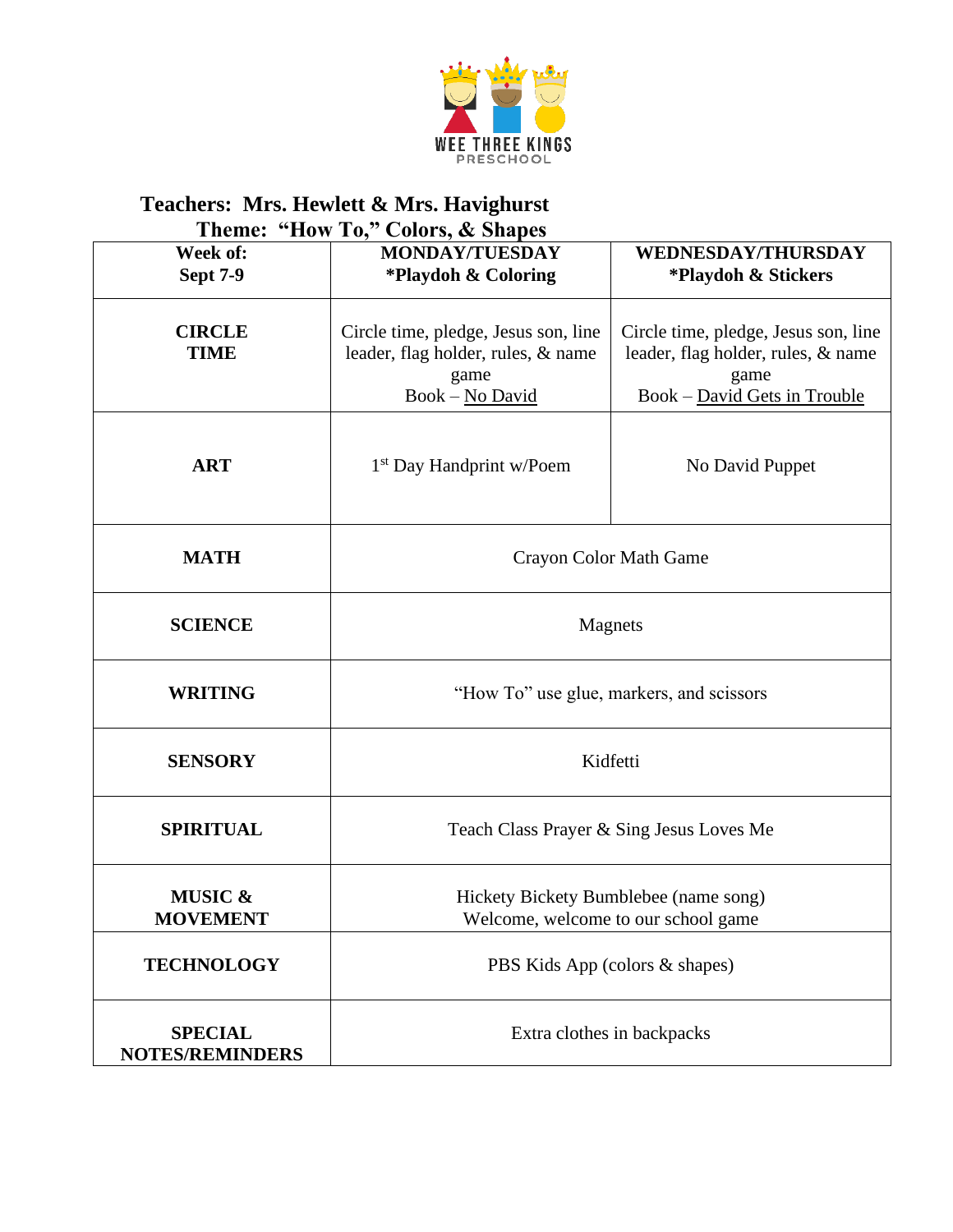WEE THREE KINGS
PRESCHOOL

**Teachers: Mrs. Hewlett & Mrs. Havighurst**
**Theme: "How To," Colors, & Shapes**

| **Week of: Sept 7-9** | **MONDAY/TUESDAY *Playdoh & Coloring** | **WEDNESDAY/THURSDAY *Playdoh & Stickers** |
|---|---|---|
| **CIRCLE TIME** | Circle time, pledge, Jesus son, line leader, flag holder, rules, & name game<br>Book – No David | Circle time, pledge, Jesus son, line leader, flag holder, rules, & name game<br>Book – David Gets in Trouble |
| **ART** | 1st Day Handprint w/Poem | No David Puppet |
| **MATH** | Crayon Color Math Game | |
| **SCIENCE** | Magnets | |
| **WRITING** | "How To" use glue, markers, and scissors | |
| **SENSORY** | Kidfetti | |
| **SPIRITUAL** | Teach Class Prayer & Sing Jesus Loves Me | |
| **MUSIC & MOVEMENT** | Hickety Bickety Bumblebee (name song)<br>Welcome, welcome to our school game | |
| **TECHNOLOGY** | PBS Kids App (colors & shapes) | |
| **SPECIAL NOTES/REMINDERS** | Extra clothes in backpacks | |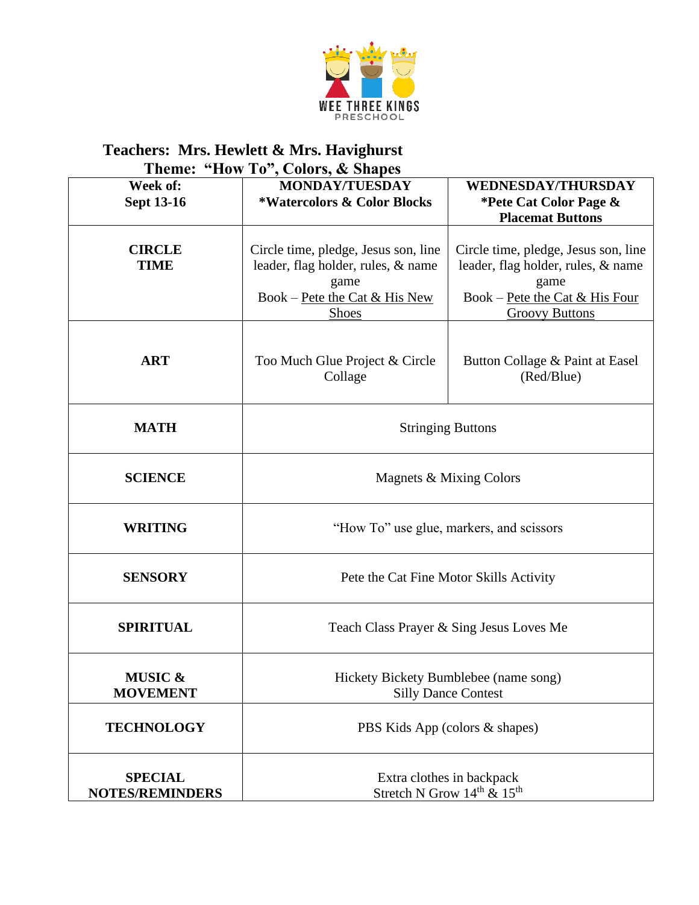WEE THREE KINGS
PRESCHOOL

**Teachers: Mrs. Hewlett & Mrs. Havighurst**
**Theme: "How To", Colors, & Shapes**

| **Week of: Sept 13-16** | **MONDAY/TUESDAY *Watercolors & Color Blocks** | **WEDNESDAY/THURSDAY *Pete Cat Color Page & Placemat Buttons** |
|---|---|---|
| **CIRCLE TIME** | Circle time, pledge, Jesus son, line leader, flag holder, rules, & name game<br>Book – Pete the Cat & His New Shoes | Circle time, pledge, Jesus son, line leader, flag holder, rules, & name game<br>Book – Pete the Cat & His Four Groovy Buttons |
| **ART** | Too Much Glue Project & Circle Collage | Button Collage & Paint at Easel (Red/Blue) |
| **MATH** | Stringing Buttons | |
| **SCIENCE** | Magnets & Mixing Colors | |
| **WRITING** | "How To" use glue, markers, and scissors | |
| **SENSORY** | Pete the Cat Fine Motor Skills Activity | |
| **SPIRITUAL** | Teach Class Prayer & Sing Jesus Loves Me | |
| **MUSIC & MOVEMENT** | Hickety Bickety Bumblebee (name song)<br>Silly Dance Contest | |
| **TECHNOLOGY** | PBS Kids App (colors & shapes) | |
| **SPECIAL NOTES/REMINDERS** | Extra clothes in backpack<br>Stretch N Grow 14th & 15th | |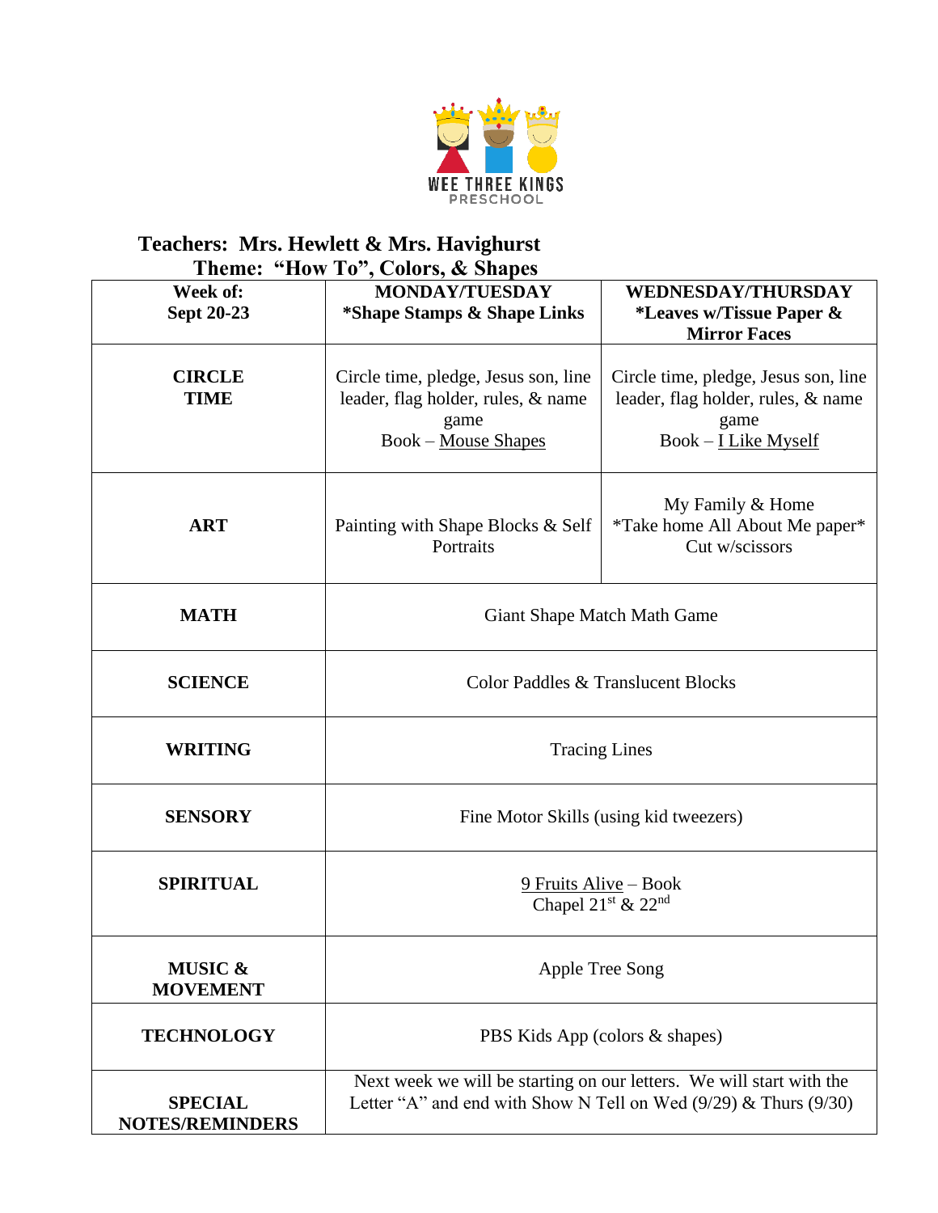WEE THREE KINGS
PRESCHOOL

**Teachers: Mrs. Hewlett & Mrs. Havighurst**
**Theme: "How To", Colors, & Shapes**

| **Week of:<br>Sept 20-23** | **MONDAY/TUESDAY<br>*Shape Stamps & Shape Links** | **WEDNESDAY/THURSDAY<br>*Leaves w/Tissue Paper & Mirror Faces** |
|---|---|---|
| **CIRCLE TIME** | Circle time, pledge, Jesus son, line leader, flag holder, rules, & name game<br>Book – Mouse Shapes | Circle time, pledge, Jesus son, line leader, flag holder, rules, & name game<br>Book – I Like Myself |
| **ART** | Painting with Shape Blocks & Self Portraits | My Family & Home<br>*Take home All About Me paper*<br>Cut w/scissors |
| **MATH** | Giant Shape Match Math Game | |
| **SCIENCE** | Color Paddles & Translucent Blocks | |
| **WRITING** | Tracing Lines | |
| **SENSORY** | Fine Motor Skills (using kid tweezers) | |
| **SPIRITUAL** | 9 Fruits Alive – Book<br>Chapel 21st & 22nd | |
| **MUSIC & MOVEMENT** | Apple Tree Song | |
| **TECHNOLOGY** | PBS Kids App (colors & shapes) | |
| **SPECIAL NOTES/REMINDERS** | Next week we will be starting on our letters. We will start with the Letter "A" and end with Show N Tell on Wed (9/29) & Thurs (9/30) | |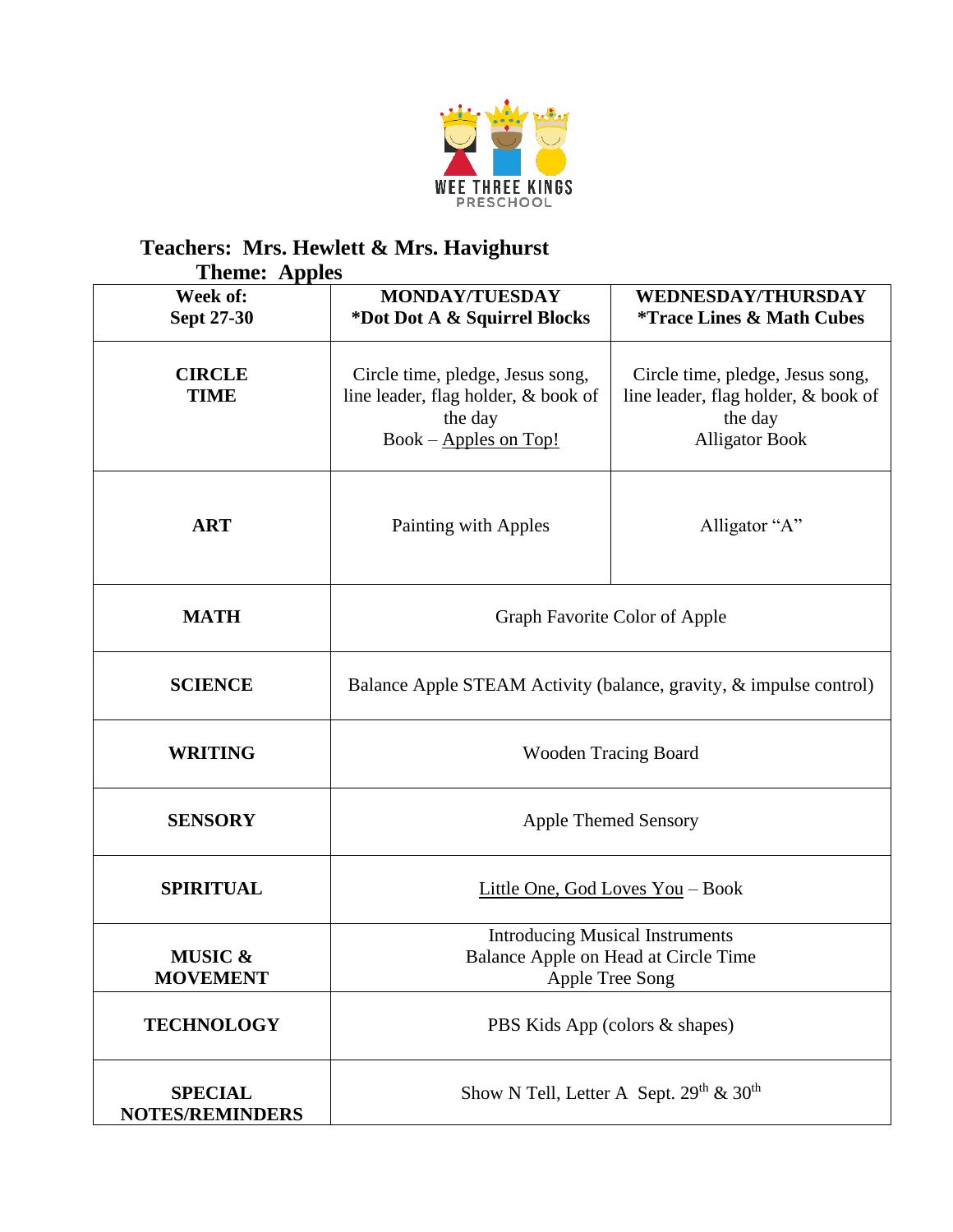WEE THREE KINGS
PRESCHOOL

**Teachers: Mrs. Hewlett & Mrs. Havighurst**
**Theme: Apples**

| **Week of: Sept 27-30** | **MONDAY/TUESDAY *Dot Dot A & Squirrel Blocks** | **WEDNESDAY/THURSDAY *Trace Lines & Math Cubes** |
|---|---|---|
| **CIRCLE TIME** | Circle time, pledge, Jesus song, line leader, flag holder, & book of the day<br>Book – Apples on Top! | Circle time, pledge, Jesus song, line leader, flag holder, & book of the day<br>Alligator Book |
| **ART** | Painting with Apples | Alligator "A" |
| **MATH** | Graph Favorite Color of Apple | |
| **SCIENCE** | Balance Apple STEAM Activity (balance, gravity, & impulse control) | |
| **WRITING** | Wooden Tracing Board | |
| **SENSORY** | Apple Themed Sensory | |
| **SPIRITUAL** | Little One, God Loves You – Book | |
| **MUSIC & MOVEMENT** | Introducing Musical Instruments<br>Balance Apple on Head at Circle Time<br>Apple Tree Song | |
| **TECHNOLOGY** | PBS Kids App (colors & shapes) | |
| **SPECIAL NOTES/REMINDERS** | Show N Tell, Letter A Sept. 29th & 30th | |